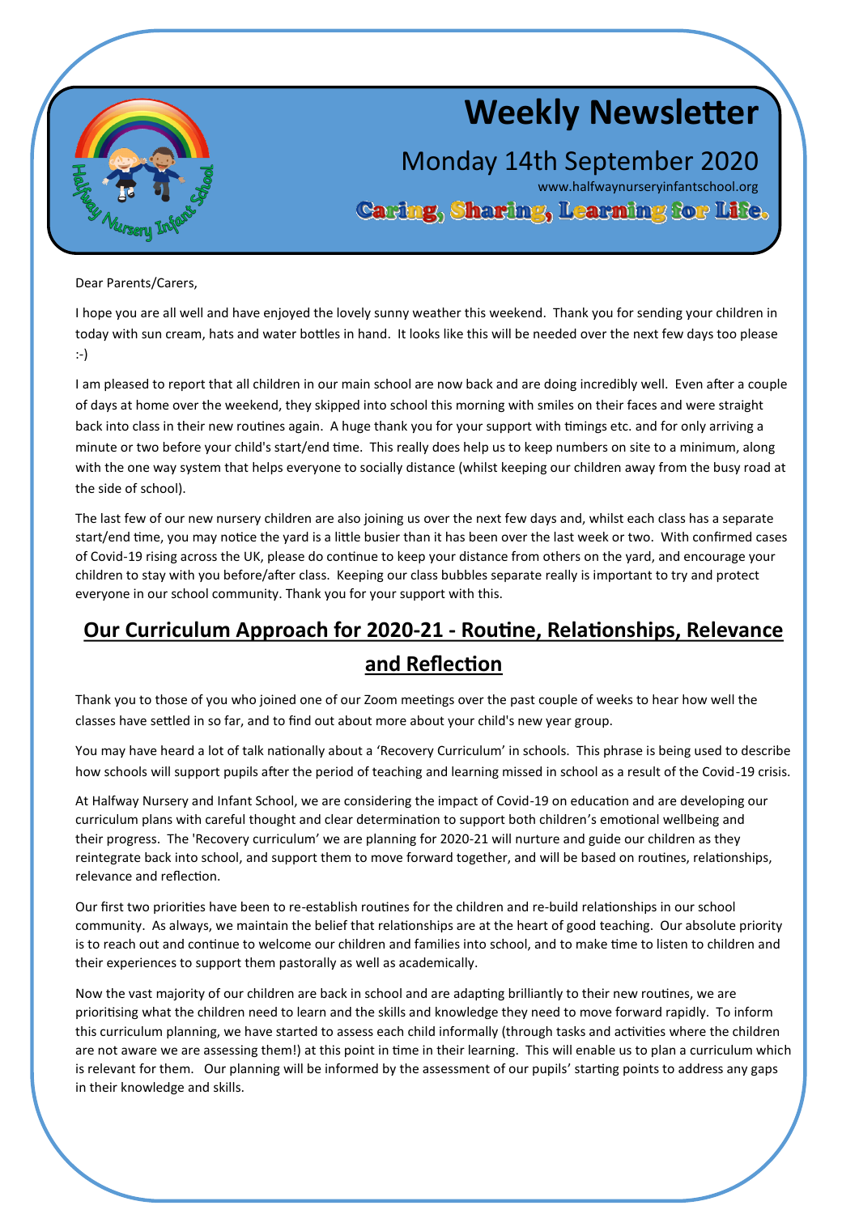# Weekly Newsletter

Monday 14th September 2020

www.halfwaynurseryinfantschool.org

**Caring, Sharing, Learning for Life.**

Dear Parents/Carers,

I hope you are all well and have enjoyed the lovely sunny weather this weekend. Thank you for sending your children in today with sun cream, hats and water bottles in hand. It looks like this will be needed over the next few days too please :-)

I am pleased to report that all children in our main school are now back and are doing incredibly well. Even after a couple of days at home over the weekend, they skipped into school this morning with smiles on their faces and were straight back into class in their new routines again. A huge thank you for your support with timings etc. and for only arriving a minute or two before your child's start/end time. This really does help us to keep numbers on site to a minimum, along with the one way system that helps everyone to socially distance (whilst keeping our children away from the busy road at the side of school).

The last few of our new nursery children are also joining us over the next few days and, whilst each class has a separate start/end time, you may notice the yard is a little busier than it has been over the last week or two. With confirmed cases of Covid-19 rising across the UK, please do continue to keep your distance from others on the yard, and encourage your children to stay with you before/after class. Keeping our class bubbles separate really is important to try and protect everyone in our school community. Thank you for your support with this.

## Our Curriculum Approach for 2020-21 - Routine, Relationships, Relevance and Reflection

Thank you to those of you who joined one of our Zoom meetings over the past couple of weeks to hear how well the classes have settled in so far, and to find out about more about your child's new year group.

You may have heard a lot of talk nationally about a 'Recovery Curriculum' in schools. This phrase is being used to describe how schools will support pupils after the period of teaching and learning missed in school as a result of the Covid-19 crisis.

At Halfway Nursery and Infant School, we are considering the impact of Covid-19 on education and are developing our curriculum plans with careful thought and clear determination to support both children's emotional wellbeing and their progress. The 'Recovery curriculum' we are planning for 2020-21 will nurture and guide our children as they reintegrate back into school, and support them to move forward together, and will be based on routines, relationships, relevance and reflection.

Our first two priorities have been to re-establish routines for the children and re-build relationships in our school community. As always, we maintain the belief that relationships are at the heart of good teaching. Our absolute priority is to reach out and continue to welcome our children and families into school, and to make time to listen to children and their experiences to support them pastorally as well as academically.

Now the vast majority of our children are back in school and are adapting brilliantly to their new routines, we are prioritising what the children need to learn and the skills and knowledge they need to move forward rapidly. To inform this curriculum planning, we have started to assess each child informally (through tasks and activities where the children are not aware we are assessing them!) at this point in time in their learning. This will enable us to plan a curriculum which is relevant for them. Our planning will be informed by the assessment of our pupils' starting points to address any gaps in their knowledge and skills.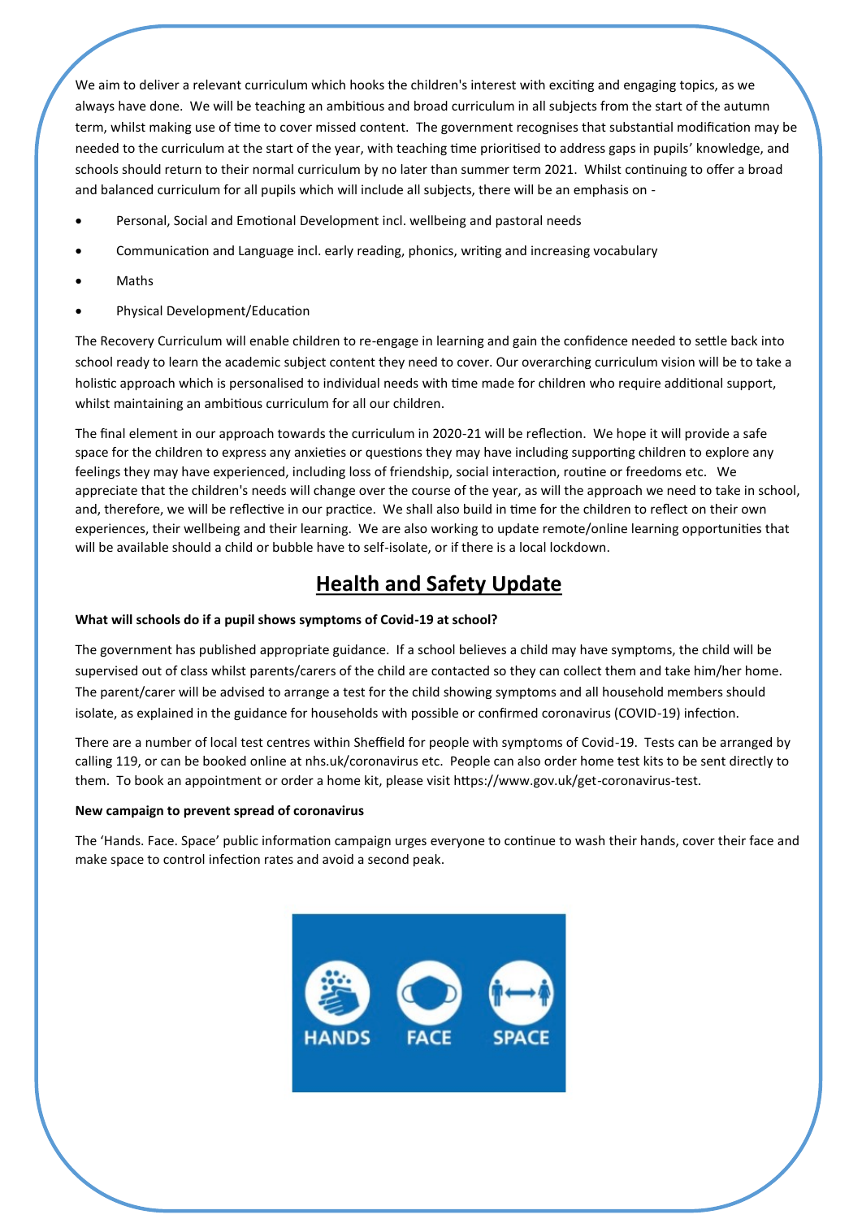We aim to deliver a relevant curriculum which hooks the children's interest with exciting and engaging topics, as we always have done. We will be teaching an ambitious and broad curriculum in all subjects from the start of the autumn term, whilst making use of time to cover missed content. The government recognises that substantial modification may be needed to the curriculum at the start of the year, with teaching time prioritised to address gaps in pupils' knowledge, and schools should return to their normal curriculum by no later than summer term 2021. Whilst continuing to offer a broad and balanced curriculum for all pupils which will include all subjects, there will be an emphasis on -

- Personal, Social and Emotional Development incl. wellbeing and pastoral needs
- Communication and Language incl. early reading, phonics, writing and increasing vocabulary
- Maths
- Physical Development/Education

The Recovery Curriculum will enable children to re-engage in learning and gain the confidence needed to settle back into school ready to learn the academic subject content they need to cover. Our overarching curriculum vision will be to take a holistic approach which is personalised to individual needs with time made for children who require additional support, whilst maintaining an ambitious curriculum for all our children.

The final element in our approach towards the curriculum in 2020-21 will be reflection. We hope it will provide a safe space for the children to express any anxieties or questions they may have including supporting children to explore any feelings they may have experienced, including loss of friendship, social interaction, routine or freedoms etc. We appreciate that the children's needs will change over the course of the year, as will the approach we need to take in school, and, therefore, we will be reflective in our practice. We shall also build in time for the children to reflect on their own experiences, their wellbeing and their learning. We are also working to update remote/online learning opportunities that will be available should a child or bubble have to self-isolate, or if there is a local lockdown.

## Health and Safety Update

**What will schools do if a pupil shows symptoms of Covid-19 at school?**

The government has published appropriate guidance. If a school believes a child may have symptoms, the child will be supervised out of class whilst parents/carers of the child are contacted so they can collect them and take him/her home. The parent/carer will be advised to arrange a test for the child showing symptoms and all household members should isolate, as explained in the guidance for households with possible or confirmed coronavirus (COVID-19) infection.

There are a number of local test centres within Sheffield for people with symptoms of Covid-19. Tests can be arranged by calling 119, or can be booked online at nhs.uk/coronavirus etc. People can also order home test kits to be sent directly to them. To book an appointment or order a home kit, please visit https://www.gov.uk/get-coronavirus-test.

**New campaign to prevent spread of coronavirus**

The 'Hands. Face. Space' public information campaign urges everyone to continue to wash their hands, cover their face and make space to control infection rates and avoid a second peak.

HANDS FACE SPACE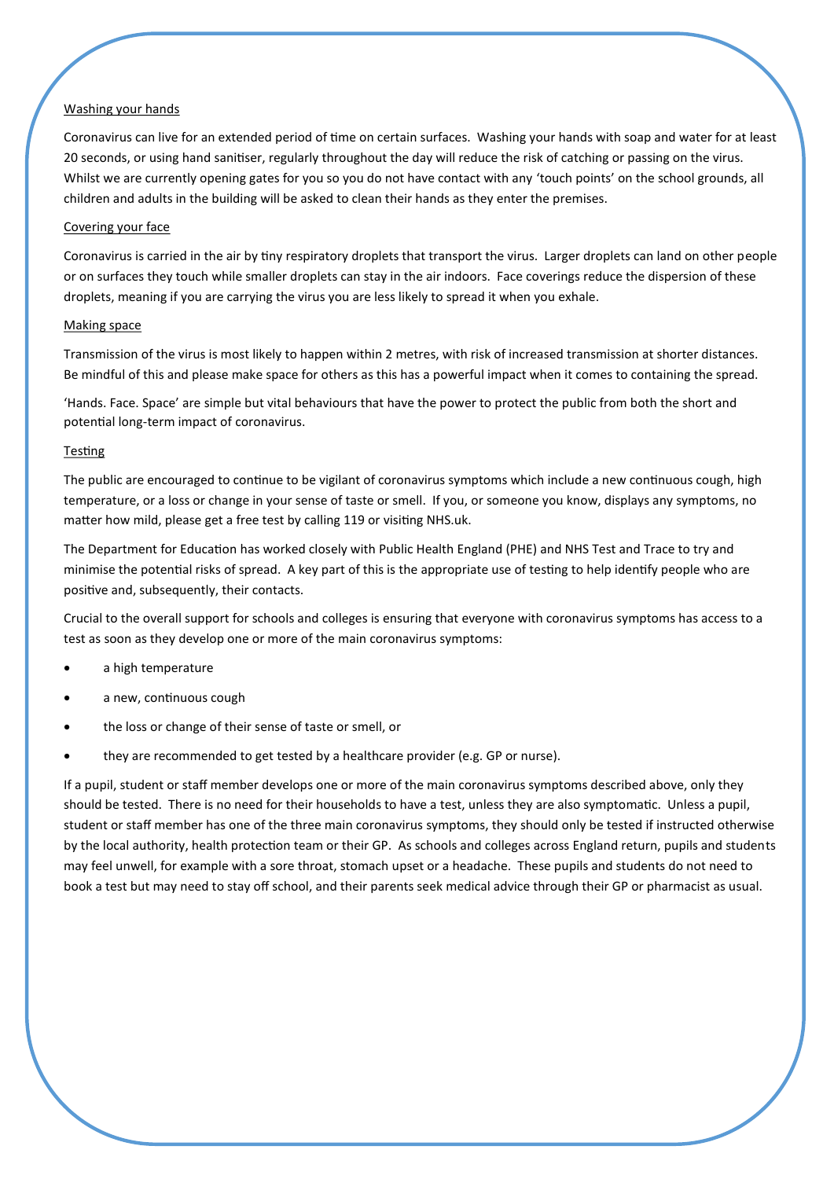Washing your hands

Coronavirus can live for an extended period of time on certain surfaces. Washing your hands with soap and water for at least 20 seconds, or using hand sanitiser, regularly throughout the day will reduce the risk of catching or passing on the virus. Whilst we are currently opening gates for you so you do not have contact with any 'touch points' on the school grounds, all children and adults in the building will be asked to clean their hands as they enter the premises.

Covering your face

Coronavirus is carried in the air by tiny respiratory droplets that transport the virus. Larger droplets can land on other people or on surfaces they touch while smaller droplets can stay in the air indoors. Face coverings reduce the dispersion of these droplets, meaning if you are carrying the virus you are less likely to spread it when you exhale.

Making space

Transmission of the virus is most likely to happen within 2 metres, with risk of increased transmission at shorter distances. Be mindful of this and please make space for others as this has a powerful impact when it comes to containing the spread.

'Hands. Face. Space' are simple but vital behaviours that have the power to protect the public from both the short and potential long-term impact of coronavirus.

Testing

The public are encouraged to continue to be vigilant of coronavirus symptoms which include a new continuous cough, high temperature, or a loss or change in your sense of taste or smell. If you, or someone you know, displays any symptoms, no matter how mild, please get a free test by calling 119 or visiting NHS.uk.

The Department for Education has worked closely with Public Health England (PHE) and NHS Test and Trace to try and minimise the potential risks of spread. A key part of this is the appropriate use of testing to help identify people who are positive and, subsequently, their contacts.

Crucial to the overall support for schools and colleges is ensuring that everyone with coronavirus symptoms has access to a test as soon as they develop one or more of the main coronavirus symptoms:

- a high temperature
- a new, continuous cough
- the loss or change of their sense of taste or smell, or
- they are recommended to get tested by a healthcare provider (e.g. GP or nurse).

If a pupil, student or staff member develops one or more of the main coronavirus symptoms described above, only they should be tested. There is no need for their households to have a test, unless they are also symptomatic. Unless a pupil, student or staff member has one of the three main coronavirus symptoms, they should only be tested if instructed otherwise by the local authority, health protection team or their GP. As schools and colleges across England return, pupils and students may feel unwell, for example with a sore throat, stomach upset or a headache. These pupils and students do not need to book a test but may need to stay off school, and their parents seek medical advice through their GP or pharmacist as usual.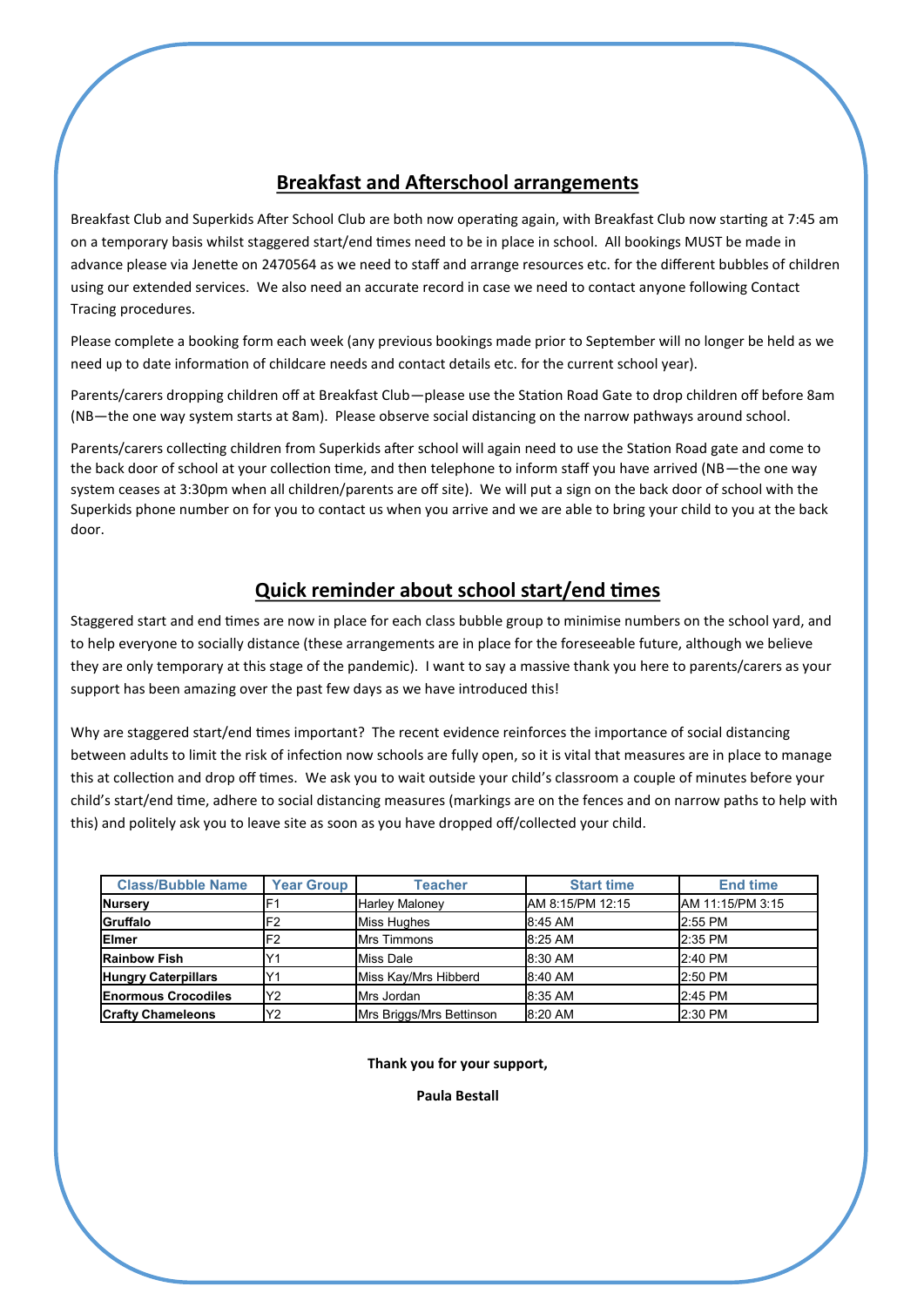## Breakfast and Afterschool arrangements

Breakfast Club and Superkids After School Club are both operating again, with Breakfast Club now starting at 7:45 am on a temporary basis whilst staggered start/end times need to be in place in school. All bookings MUST be made in advance please via Jenette on 2470564 as we need to staff and arrange resources etc. for the different bubbles of children using our extended services. We also need an accurate record in case we need to contact anyone following Contact Tracing procedures.

Please complete a booking form each week (any previous bookings made prior to September will no longer be held as we need up to date information of childcare needs and contact details etc. for the current school year).

Parents/carers dropping children off at Breakfast Club—please use the Station Road Gate to drop children off before 8am (NB—the one way system starts at 8am). Please observe social distancing on the narrow pathways around school.

Parents/carers collecting children from Superkids after school will again need to use the Station Road gate and come to the back door of school at your collection time, and then telephone to inform staff you have arrived (NB—the one way system ceases at 3:30pm when all children/parents are off site). We will put a sign on the back door of school with the Superkids phone number on for you to contact us when you arrive and we are able to bring your child to you at the back door.

## Quick reminder about school start/end times

Staggered start and end times are now in place for each class bubble group to minimise numbers on the school yard, and to help everyone to socially distance (these arrangements are in place for the foreseeable future, although we believe they are only temporary at this stage of the pandemic). I want to say a massive thank you here to parents/carers as your support has been amazing over the past few days as we have introduced this!

Why are staggered start/end times important? The recent evidence reinforces the importance of social distancing between adults to limit the risk of infection now schools are fully open, so it is vital that measures are in place to manage this at collection and drop off times. We ask you to wait outside your child's classroom a couple of minutes before your child's start/end time, adhere to social distancing measures (markings are on the fences and on narrow paths to help with this) and politely ask you to leave site as soon as you have dropped off/collected your child.

| Class/Bubble Name | Year Group | Teacher | Start time | End time |
|---|---|---|---|---|
| **Nursery** | F1 | Harley Maloney | AM 8:15/PM 12:15 | AM 11:15/PM 3:15 |
| **Gruffalo** | F2 | Miss Hughes | 8:45 AM | 2:55 PM |
| **Elmer** | F2 | Mrs Timmons | 8:25 AM | 2:35 PM |
| **Rainbow Fish** | Y1 | Miss Dale | 8:30 AM | 2:40 PM |
| **Hungry Caterpillars** | Y1 | Miss Kay/Mrs Hibberd | 8:40 AM | 2:50 PM |
| **Enormous Crocodiles** | Y2 | Mrs Jordan | 8:35 AM | 2:45 PM |
| **Crafty Chameleons** | Y2 | Mrs Briggs/Mrs Bettinson | 8:20 AM | 2:30 PM |

**Thank you for your support,**

**Paula Bestall**